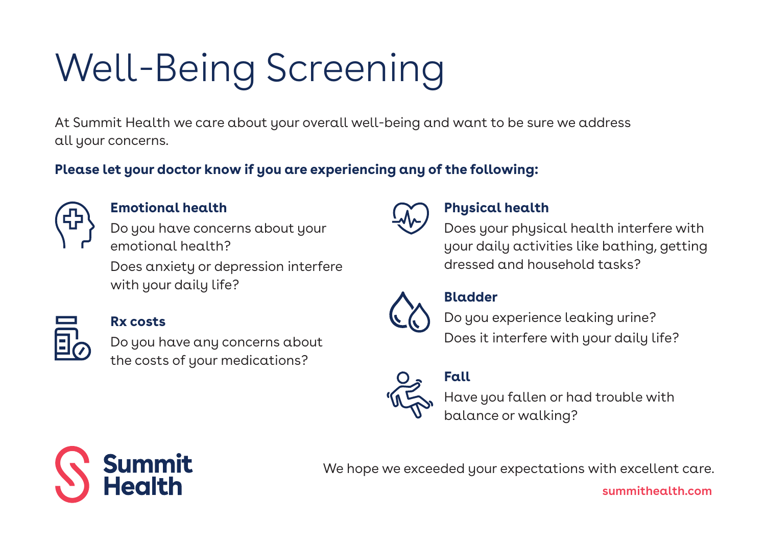# Well-Being Screening

At Summit Health we care about your overall well-being and want to be sure we address all your concerns.

**Please let your doctor know if you are experiencing any of the following:**

### Emotional health

Do you have concerns about your emotional health?

Does anxiety or depression interfere with your daily life?

### Rx costs

Do you have any concerns about the costs of your medications?

### Physical health

Does your physical health interfere with your daily activities like bathing, getting dressed and household tasks?

### Bladder

Do you experience leaking urine?

Does it interfere with your daily life?

### Fall

Have you fallen or had trouble with balance or walking?

**Summit Health**

We hope we exceeded your expectations with excellent care.

summithealth.com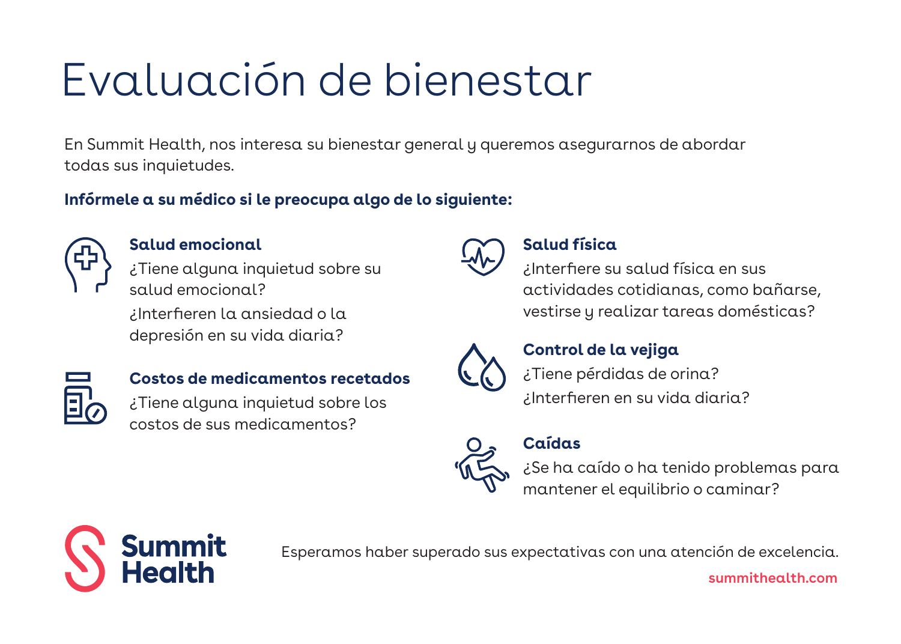# Evaluación de bienestar

En Summit Health, nos interesa su bienestar general y queremos asegurarnos de abordar todas sus inquietudes.

**Infórmele a su médico si le preocupa algo de lo siguiente:**

### Salud emocional

¿Tiene alguna inquietud sobre su salud emocional?

¿Interfieren la ansiedad o la depresión en su vida diaria?

### Costos de medicamentos recetados

¿Tiene alguna inquietud sobre los costos de sus medicamentos?

### Salud física

¿Interfiere su salud física en sus actividades cotidianas, como bañarse, vestirse y realizar tareas domésticas?

### Control de la vejiga

¿Tiene pérdidas de orina?

¿Interfieren en su vida diaria?

### Caídas

¿Se ha caído o ha tenido problemas para mantener el equilibrio o caminar?

**Summit Health**

Esperamos haber superado sus expectativas con una atención de excelencia.

**summithealth.com**